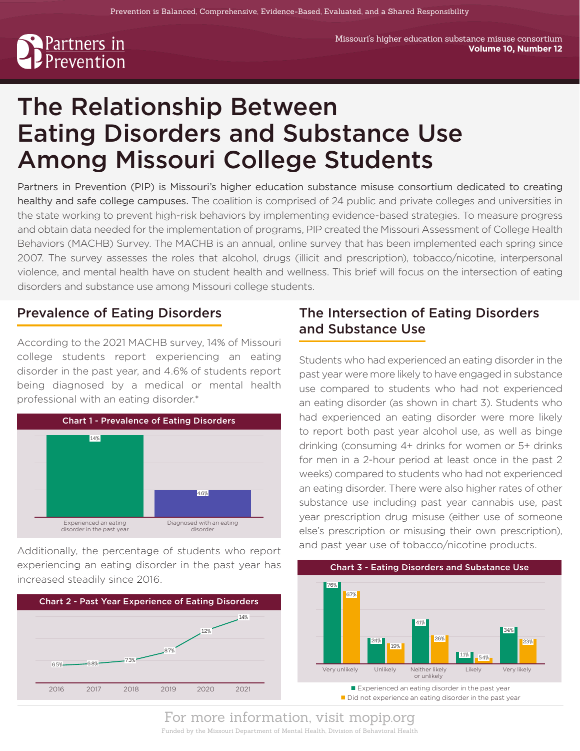Prevention is Balanced, Comprehensive, Evidence-Based, Evaluated, and a Shared Responsibility

Partners in Prevention

Missouri's higher education substance misuse consortium
**Volume 10, Number 12**

# The Relationship Between Eating Disorders and Substance Use Among Missouri College Students

Partners in Prevention (PIP) is Missouri's higher education substance misuse consortium dedicated to creating healthy and safe college campuses. The coalition is comprised of 24 public and private colleges and universities in the state working to prevent high-risk behaviors by implementing evidence-based strategies. To measure progress and obtain data needed for the implementation of programs, PIP created the Missouri Assessment of College Health Behaviors (MACHB) Survey. The MACHB is an annual, online survey that has been implemented each spring since 2007. The survey assesses the roles that alcohol, drugs (illicit and prescription), tobacco/nicotine, interpersonal violence, and mental health have on student health and wellness. This brief will focus on the intersection of eating disorders and substance use among Missouri college students.

## Prevalence of Eating Disorders

According to the 2021 MACHB survey, 14% of Missouri college students report experiencing an eating disorder in the past year, and 4.6% of students report being diagnosed by a medical or mental health professional with an eating disorder.*

**Chart 1 - Prevalence of Eating Disorders**

| Category | Percent |
|---|---|
| Experienced an eating disorder in the past year | 14% |
| Diagnosed with an eating disorder | 4.6% |

Additionally, the percentage of students who report experiencing an eating disorder in the past year has increased steadily since 2016.

**Chart 2 - Past Year Experience of Eating Disorders**

| Year | Percent |
|---|---|
| 2016 | 6.5% |
| 2017 | 6.8% |
| 2018 | 7.3% |
| 2019 | 8.7% |
| 2020 | 12% |
| 2021 | 14% |

## The Intersection of Eating Disorders and Substance Use

Students who had experienced an eating disorder in the past year were more likely to have engaged in substance use compared to students who had not experienced an eating disorder (as shown in chart 3). Students who had experienced an eating disorder were more likely to report both past year alcohol use, as well as binge drinking (consuming 4+ drinks for women or 5+ drinks for men in a 2-hour period at least once in the past 2 weeks) compared to students who had not experienced an eating disorder. There were also higher rates of other substance use including past year cannabis use, past year prescription drug misuse (either use of someone else's prescription or misusing their own prescription), and past year use of tobacco/nicotine products.

**Chart 3 - Eating Disorders and Substance Use**

| | Very unlikely | Unlikely | Neither likely or unlikely | Likely | Very likely |
|---|---|---|---|---|---|
| Experienced an eating disorder in the past year | 76% | 24% | 41% | 11% | 34% |
| Did not experience an eating disorder in the past year | 67% | 19% | 26% | 5.4% | 23% |

For more information, visit mopip.org

Funded by the Missouri Department of Mental Health, Division of Behavioral Health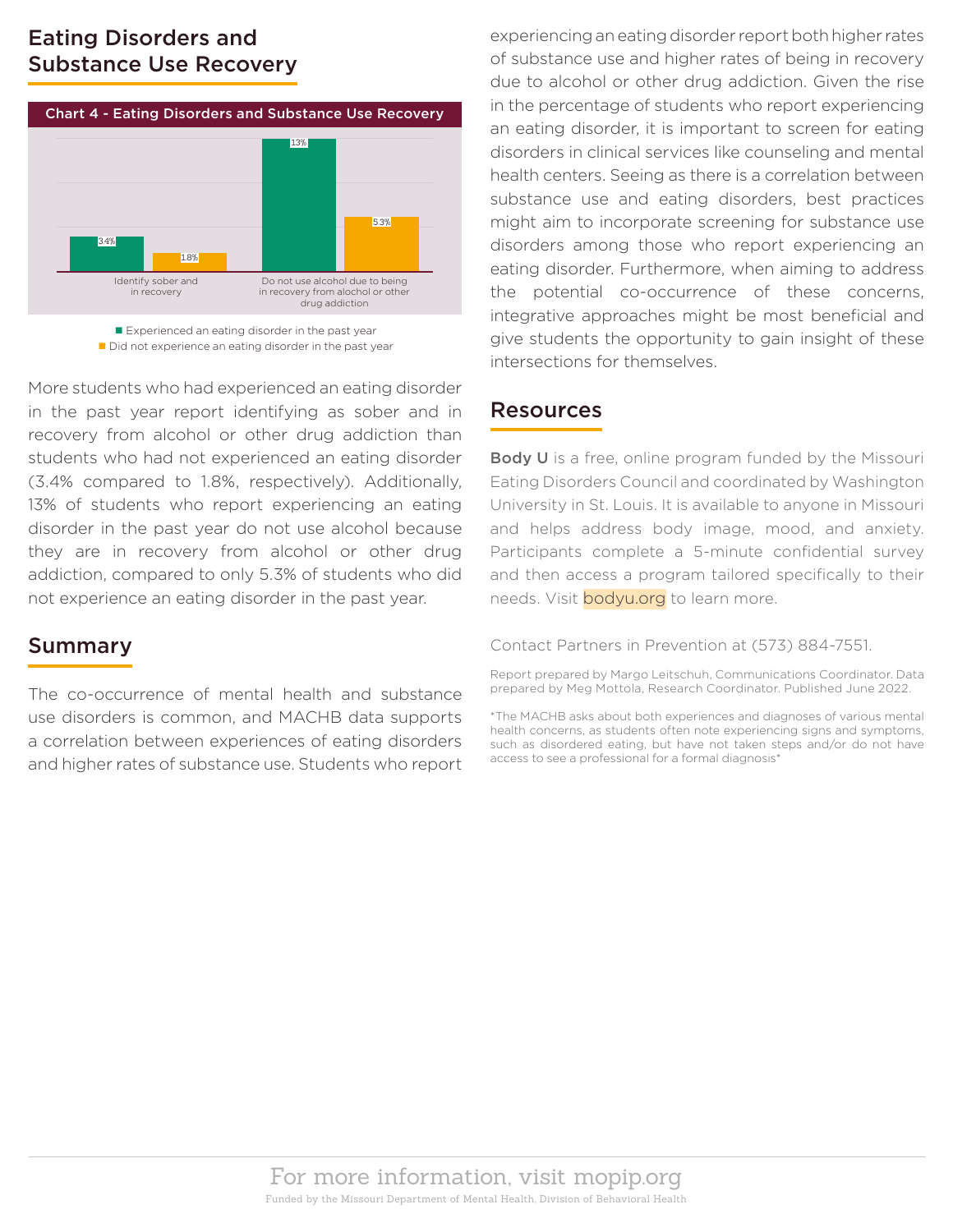## Eating Disorders and Substance Use Recovery

Chart 4 - Eating Disorders and Substance Use Recovery

3.4%
1.8%
13%
5.3%

Identify sober and in recovery

Do not use alcohol due to being in recovery from alchol or other drug addiction

Experienced an eating disorder in the past year

Did not experience an eating disorder in the past year

More students who had experienced an eating disorder in the past year report identifying as sober and in recovery from alcohol or other drug addiction than students who had not experienced an eating disorder (3.4% compared to 1.8%, respectively). Additionally, 13% of students who report experiencing an eating disorder in the past year do not use alcohol because they are in recovery from alcohol or other drug addiction, compared to only 5.3% of students who did not experience an eating disorder in the past year.

## Summary

The co-occurrence of mental health and substance use disorders is common, and MACHB data supports a correlation between experiences of eating disorders and higher rates of substance use. Students who report experiencing an eating disorder report both higher rates of substance use and higher rates of being in recovery due to alcohol or other drug addiction. Given the rise in the percentage of students who report experiencing an eating disorder, it is important to screen for eating disorders in clinical services like counseling and mental health centers. Seeing as there is a correlation between substance use and eating disorders, best practices might aim to incorporate screening for substance use disorders among those who report experiencing an eating disorder. Furthermore, when aiming to address the potential co-occurrence of these concerns, integrative approaches might be most beneficial and give students the opportunity to gain insight of these intersections for themselves.

## Resources

**Body U** is a free, online program funded by the Missouri Eating Disorders Council and coordinated by Washington University in St. Louis. It is available to anyone in Missouri and helps address body image, mood, and anxiety. Participants complete a 5-minute confidential survey and then access a program tailored specifically to their needs. Visit bodyu.org to learn more.

Contact Partners in Prevention at (573) 884-7551.

Report prepared by Margo Leitschuh, Communications Coordinator. Data prepared by Meg Mottola, Research Coordinator. Published June 2022.

*The MACHB asks about both experiences and diagnoses of various mental health concerns, as students often note experiencing signs and symptoms, such as disordered eating, but have not taken steps and/or do not have access to see a professional for a formal diagnosis*

For more information, visit mopip.org

Funded by the Missouri Department of Mental Health, Division of Behavioral Health